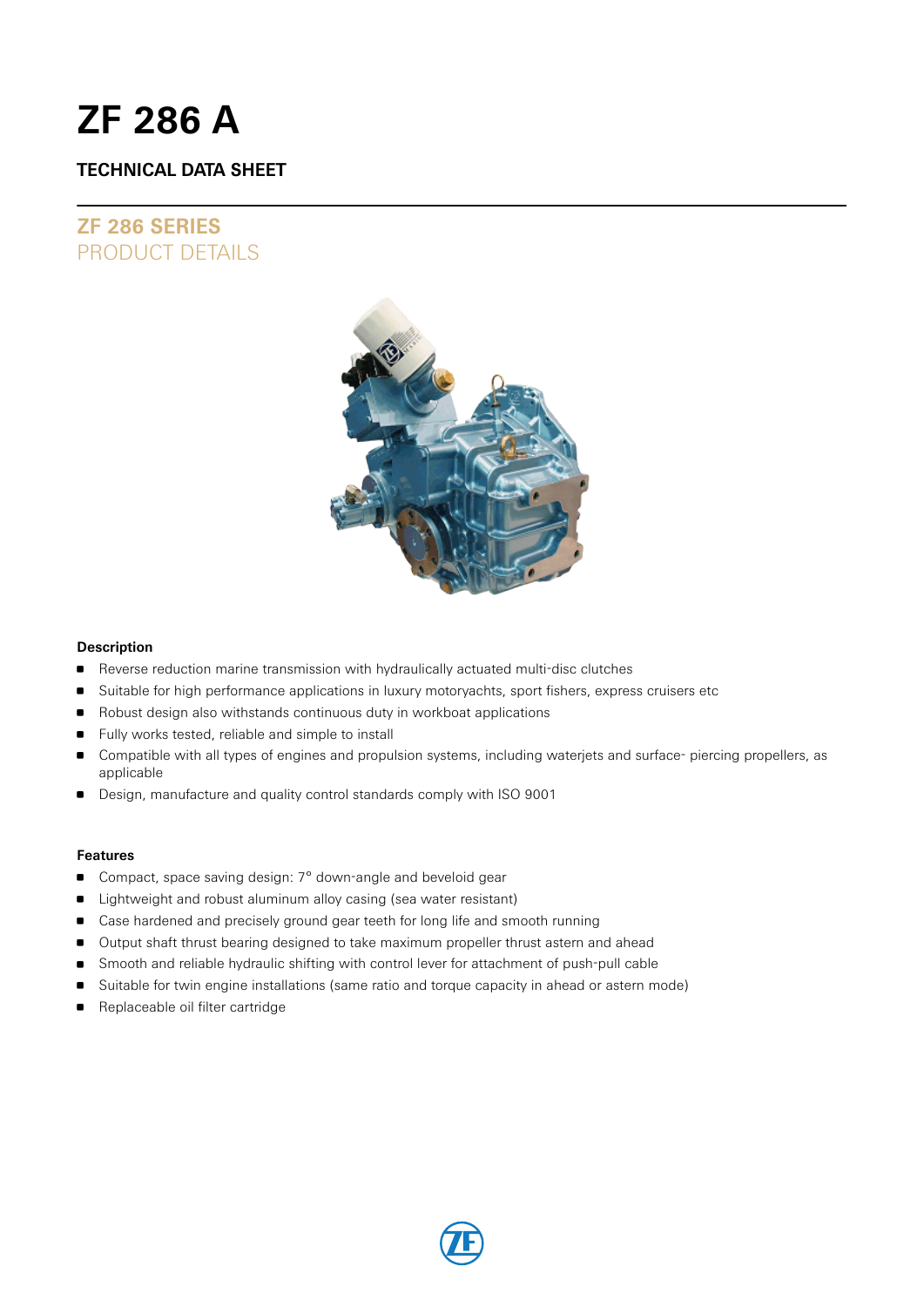# ZF 286 A

## TECHNICAL DATA SHEET

## ZF 286 SERIES
PRODUCT DETAILS

### Description

- Reverse reduction marine transmission with hydraulically actuated multi-disc clutches
- Suitable for high performance applications in luxury motoryachts, sport fishers, express cruisers etc
- Robust design also withstands continuous duty in workboat applications
- Fully works tested, reliable and simple to install
- Compatible with all types of engines and propulsion systems, including waterjets and surface- piercing propellers, as applicable
- Design, manufacture and quality control standards comply with ISO 9001

### Features

- Compact, space saving design: 7° down-angle and beveloid gear
- Lightweight and robust aluminum alloy casing (sea water resistant)
- Case hardened and precisely ground gear teeth for long life and smooth running
- Output shaft thrust bearing designed to take maximum propeller thrust astern and ahead
- Smooth and reliable hydraulic shifting with control lever for attachment of push-pull cable
- Suitable for twin engine installations (same ratio and torque capacity in ahead or astern mode)
- Replaceable oil filter cartridge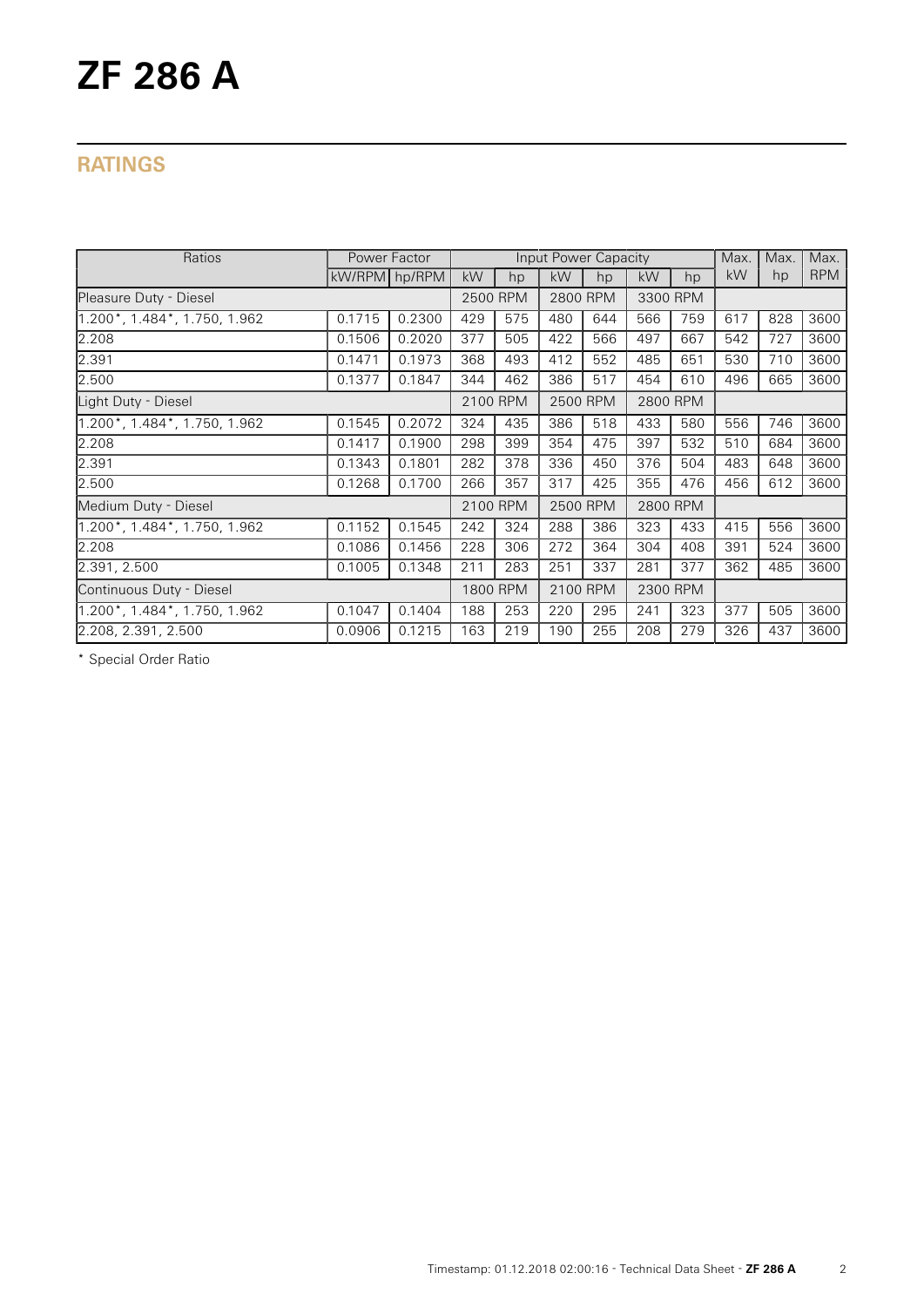# ZF 286 A

## RATINGS

| Ratios | Power Factor | | Input Power Capacity | | | | | | Max. | Max. | Max. |
|---|---|---|---|---|---|---|---|---|---|---|---|
| | kW/RPM | hp/RPM | kW | hp | kW | hp | kW | hp | kW | hp | RPM |
| Pleasure Duty - Diesel | | | 2500 RPM | | 2800 RPM | | 3300 RPM | | | | |
| 1.200*, 1.484*, 1.750, 1.962 | 0.1715 | 0.2300 | 429 | 575 | 480 | 644 | 566 | 759 | 617 | 828 | 3600 |
| 2.208 | 0.1506 | 0.2020 | 377 | 505 | 422 | 566 | 497 | 667 | 542 | 727 | 3600 |
| 2.391 | 0.1471 | 0.1973 | 368 | 493 | 412 | 552 | 485 | 651 | 530 | 710 | 3600 |
| 2.500 | 0.1377 | 0.1847 | 344 | 462 | 386 | 517 | 454 | 610 | 496 | 665 | 3600 |
| Light Duty - Diesel | | | 2100 RPM | | 2500 RPM | | 2800 RPM | | | | |
| 1.200*, 1.484*, 1.750, 1.962 | 0.1545 | 0.2072 | 324 | 435 | 386 | 518 | 433 | 580 | 556 | 746 | 3600 |
| 2.208 | 0.1417 | 0.1900 | 298 | 399 | 354 | 475 | 397 | 532 | 510 | 684 | 3600 |
| 2.391 | 0.1343 | 0.1801 | 282 | 378 | 336 | 450 | 376 | 504 | 483 | 648 | 3600 |
| 2.500 | 0.1268 | 0.1700 | 266 | 357 | 317 | 425 | 355 | 476 | 456 | 612 | 3600 |
| Medium Duty - Diesel | | | 2100 RPM | | 2500 RPM | | 2800 RPM | | | | |
| 1.200*, 1.484*, 1.750, 1.962 | 0.1152 | 0.1545 | 242 | 324 | 288 | 386 | 323 | 433 | 415 | 556 | 3600 |
| 2.208 | 0.1086 | 0.1456 | 228 | 306 | 272 | 364 | 304 | 408 | 391 | 524 | 3600 |
| 2.391, 2.500 | 0.1005 | 0.1348 | 211 | 283 | 251 | 337 | 281 | 377 | 362 | 485 | 3600 |
| Continuous Duty - Diesel | | | 1800 RPM | | 2100 RPM | | 2300 RPM | | | | |
| 1.200*, 1.484*, 1.750, 1.962 | 0.1047 | 0.1404 | 188 | 253 | 220 | 295 | 241 | 323 | 377 | 505 | 3600 |
| 2.208, 2.391, 2.500 | 0.0906 | 0.1215 | 163 | 219 | 190 | 255 | 208 | 279 | 326 | 437 | 3600 |

* Special Order Ratio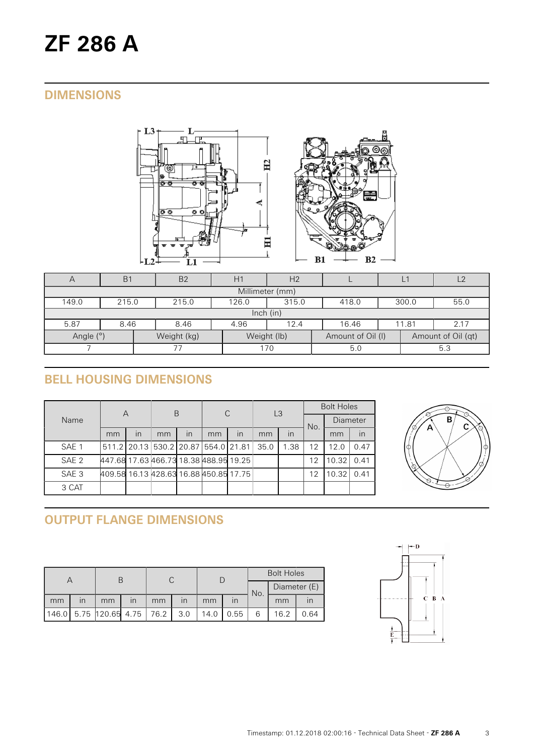# ZF 286 A

## DIMENSIONS

L3 L H2 A H1 L2 L1 B1 B2

| A | B1 | B2 | H1 | H2 | L | L1 | L2 |
|---|---|---|---|---|---|---|---|
| Millimeter (mm) | | | | | | | |
| 149.0 | 215.0 | 215.0 | 126.0 | 315.0 | 418.0 | 300.0 | 55.0 |
| Inch (in) | | | | | | | |
| 5.87 | 8.46 | 8.46 | 4.96 | 12.4 | 16.46 | 11.81 | 2.17 |

| Angle (°) | Weight (kg) | Weight (lb) | Amount of Oil (l) | Amount of Oil (qt) |
|---|---|---|---|---|
| 7 | 77 | 170 | 5.0 | 5.3 |

## BELL HOUSING DIMENSIONS

| Name | A | | B | | C | | L3 | | Bolt Holes | | |
|---|---|---|---|---|---|---|---|---|---|---|---|
| | | | | | | | | | No. | Diameter | |
| | mm | in | mm | in | mm | in | mm | in | | mm | in |
| SAE 1 | 511.2 | 20.13 | 530.2 | 20.87 | 554.0 | 21.81 | 35.0 | 1.38 | 12 | 12.0 | 0.47 |
| SAE 2 | 447.68 | 17.63 | 466.73 | 18.38 | 488.95 | 19.25 | | | 12 | 10.32 | 0.41 |
| SAE 3 | 409.58 | 16.13 | 428.63 | 16.88 | 450.85 | 17.75 | | | 12 | 10.32 | 0.41 |
| 3 CAT | | | | | | | | | | | |

A B C

## OUTPUT FLANGE DIMENSIONS

| A | | B | | C | | D | | Bolt Holes | | |
|---|---|---|---|---|---|---|---|---|---|---|
| | | | | | | | | No. | Diameter (E) | |
| mm | in | mm | in | mm | in | mm | in | | mm | in |
| 146.0 | 5.75 | 120.65 | 4.75 | 76.2 | 3.0 | 14.0 | 0.55 | 6 | 16.2 | 0.64 |

D C B A E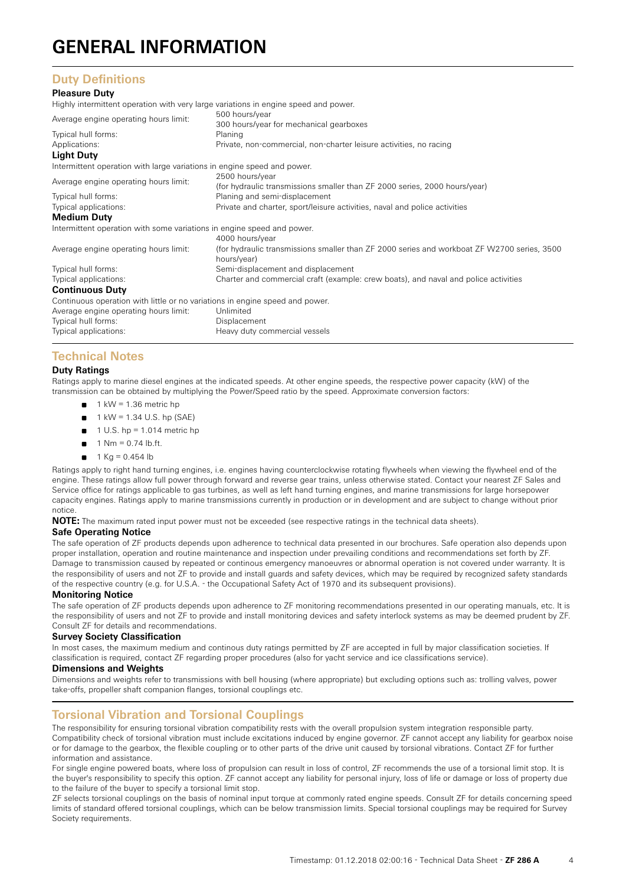# GENERAL INFORMATION

## Duty Definitions

### Pleasure Duty

Highly intermittent operation with very large variations in engine speed and power.

| | |
|---|---|
| Average engine operating hours limit: | 500 hours/year<br>300 hours/year for mechanical gearboxes |
| Typical hull forms: | Planing |
| Applications: | Private, non-commercial, non-charter leisure activities, no racing |

### Light Duty

Intermittent operation with large variations in engine speed and power.

| | |
|---|---|
| Average engine operating hours limit: | 2500 hours/year<br>(for hydraulic transmissions smaller than ZF 2000 series, 2000 hours/year) |
| Typical hull forms: | Planing and semi-displacement |
| Typical applications: | Private and charter, sport/leisure activities, naval and police activities |

### Medium Duty

Intermittent operation with some variations in engine speed and power.

| | |
|---|---|
| Average engine operating hours limit: | 4000 hours/year<br>(for hydraulic transmissions smaller than ZF 2000 series and workboat ZF W2700 series, 3500 hours/year) |
| Typical hull forms: | Semi-displacement and displacement |
| Typical applications: | Charter and commercial craft (example: crew boats), and naval and police activities |

### Continuous Duty

Continuous operation with little or no variations in engine speed and power.

| | |
|---|---|
| Average engine operating hours limit: | Unlimited |
| Typical hull forms: | Displacement |
| Typical applications: | Heavy duty commercial vessels |

## Technical Notes

### Duty Ratings

Ratings apply to marine diesel engines at the indicated speeds. At other engine speeds, the respective power capacity (kW) of the transmission can be obtained by multiplying the Power/Speed ratio by the speed. Approximate conversion factors:

- 1 kW = 1.36 metric hp
- 1 kW = 1.34 U.S. hp (SAE)
- 1 U.S. hp = 1.014 metric hp
- 1 Nm = 0.74 lb.ft.
- 1 Kg = 0.454 lb

Ratings apply to right hand turning engines, i.e. engines having counterclockwise rotating flywheels when viewing the flywheel end of the engine. These ratings allow full power through forward and reverse gear trains, unless otherwise stated. Contact your nearest ZF Sales and Service office for ratings applicable to gas turbines, as well as left hand turning engines, and marine transmissions for large horsepower capacity engines. Ratings apply to marine transmissions currently in production or in development and are subject to change without prior notice.

**NOTE:** The maximum rated input power must not be exceeded (see respective ratings in the technical data sheets).

### Safe Operating Notice

The safe operation of ZF products depends upon adherence to technical data presented in our brochures. Safe operation also depends upon proper installation, operation and routine maintenance and inspection under prevailing conditions and recommendations set forth by ZF. Damage to transmission caused by repeated or continous emergency manoeuvres or abnormal operation is not covered under warranty. It is the responsibility of users and not ZF to provide and install guards and safety devices, which may be required by recognized safety standards of the respective country (e.g. for U.S.A. - the Occupational Safety Act of 1970 and its subsequent provisions).

### Monitoring Notice

The safe operation of ZF products depends upon adherence to ZF monitoring recommendations presented in our operating manuals, etc. It is the responsibility of users and not ZF to provide and install monitoring devices and safety interlock systems as may be deemed prudent by ZF. Consult ZF for details and recommendations.

### Survey Society Classification

In most cases, the maximum medium and continous duty ratings permitted by ZF are accepted in full by major classification societies. If classification is required, contact ZF regarding proper procedures (also for yacht service and ice classifications service).

### Dimensions and Weights

Dimensions and weights refer to transmissions with bell housing (where appropriate) but excluding options such as: trolling valves, power take-offs, propeller shaft companion flanges, torsional couplings etc.

## Torsional Vibration and Torsional Couplings

The responsibility for ensuring torsional vibration compatibility rests with the overall propulsion system integration responsible party. Compatibility check of torsional vibration must include excitations induced by engine governor. ZF cannot accept any liability for gearbox noise or for damage to the gearbox, the flexible coupling or to other parts of the drive unit caused by torsional vibrations. Contact ZF for further information and assistance.

For single engine powered boats, where loss of propulsion can result in loss of control, ZF recommends the use of a torsional limit stop. It is the buyer's responsibility to specify this option. ZF cannot accept any liability for personal injury, loss of life or damage or loss of property due to the failure of the buyer to specify a torsional limit stop.

ZF selects torsional couplings on the basis of nominal input torque at commonly rated engine speeds. Consult ZF for details concerning speed limits of standard offered torsional couplings, which can be below transmission limits. Special torsional couplings may be required for Survey Society requirements.